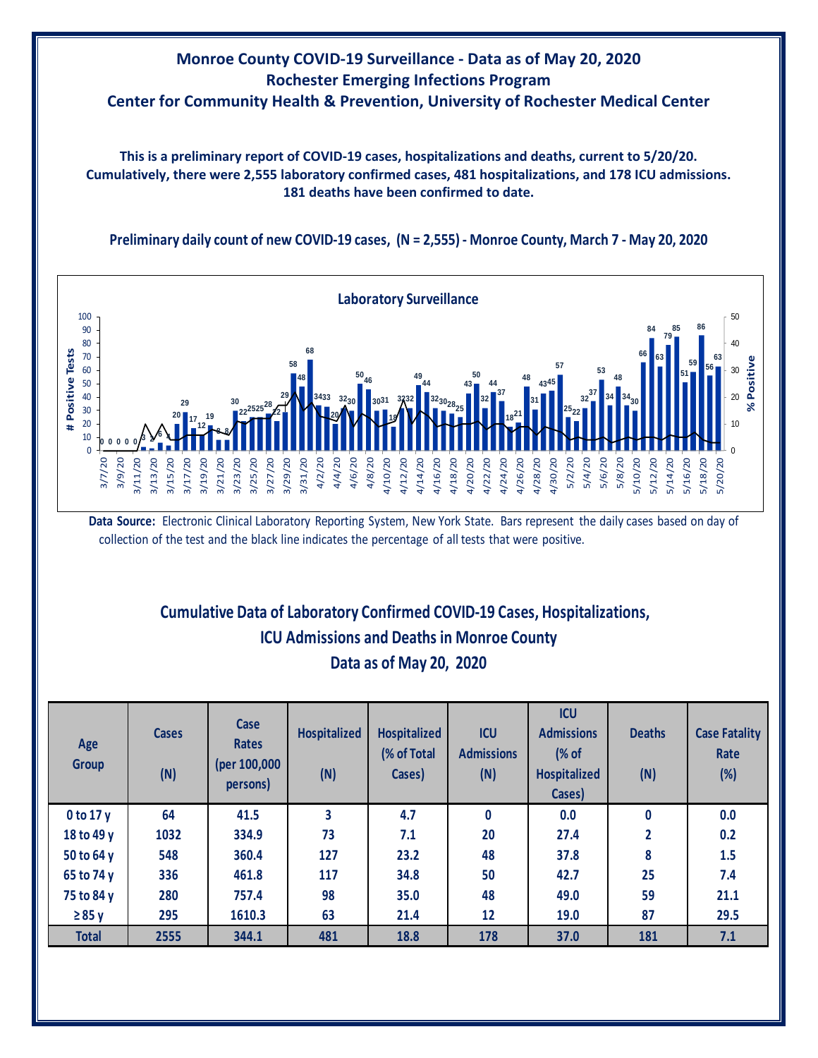# Monroe County COVID-19 Surveillance - Data as of May 20, 2020
## Rochester Emerging Infections Program
## Center for Community Health & Prevention, University of Rochester Medical Center

**This is a preliminary report of COVID-19 cases, hospitalizations and deaths, current to 5/20/20. Cumulatively, there were 2,555 laboratory confirmed cases, 481 hospitalizations, and 178 ICU admissions. 181 deaths have been confirmed to date.**

**Preliminary daily count of new COVID-19 cases, (N = 2,555) - Monroe County, March 7 - May 20, 2020**

**Laboratory Surveillance**

**Data Source:** Electronic Clinical Laboratory Reporting System, New York State. Bars represent the daily cases based on day of collection of the test and the black line indicates the percentage of all tests that were positive.

## Cumulative Data of Laboratory Confirmed COVID-19 Cases, Hospitalizations, ICU Admissions and Deaths in Monroe County
## Data as of May 20, 2020

| Age Group | Cases (N) | Case Rates (per 100,000 persons) | Hospitalized (N) | Hospitalized (% of Total Cases) | ICU Admissions (N) | ICU Admissions (% of Hospitalized Cases) | Deaths (N) | Case Fatality Rate (%) |
|---|---|---|---|---|---|---|---|---|
| 0 to 17 y | 64 | 41.5 | 3 | 4.7 | 0 | 0.0 | 0 | 0.0 |
| 18 to 49 y | 1032 | 334.9 | 73 | 7.1 | 20 | 27.4 | 2 | 0.2 |
| 50 to 64 y | 548 | 360.4 | 127 | 23.2 | 48 | 37.8 | 8 | 1.5 |
| 65 to 74 y | 336 | 461.8 | 117 | 34.8 | 50 | 42.7 | 25 | 7.4 |
| 75 to 84 y | 280 | 757.4 | 98 | 35.0 | 48 | 49.0 | 59 | 21.1 |
| ≥ 85 y | 295 | 1610.3 | 63 | 21.4 | 12 | 19.0 | 87 | 29.5 |
| **Total** | **2555** | **344.1** | **481** | **18.8** | **178** | **37.0** | **181** | **7.1** |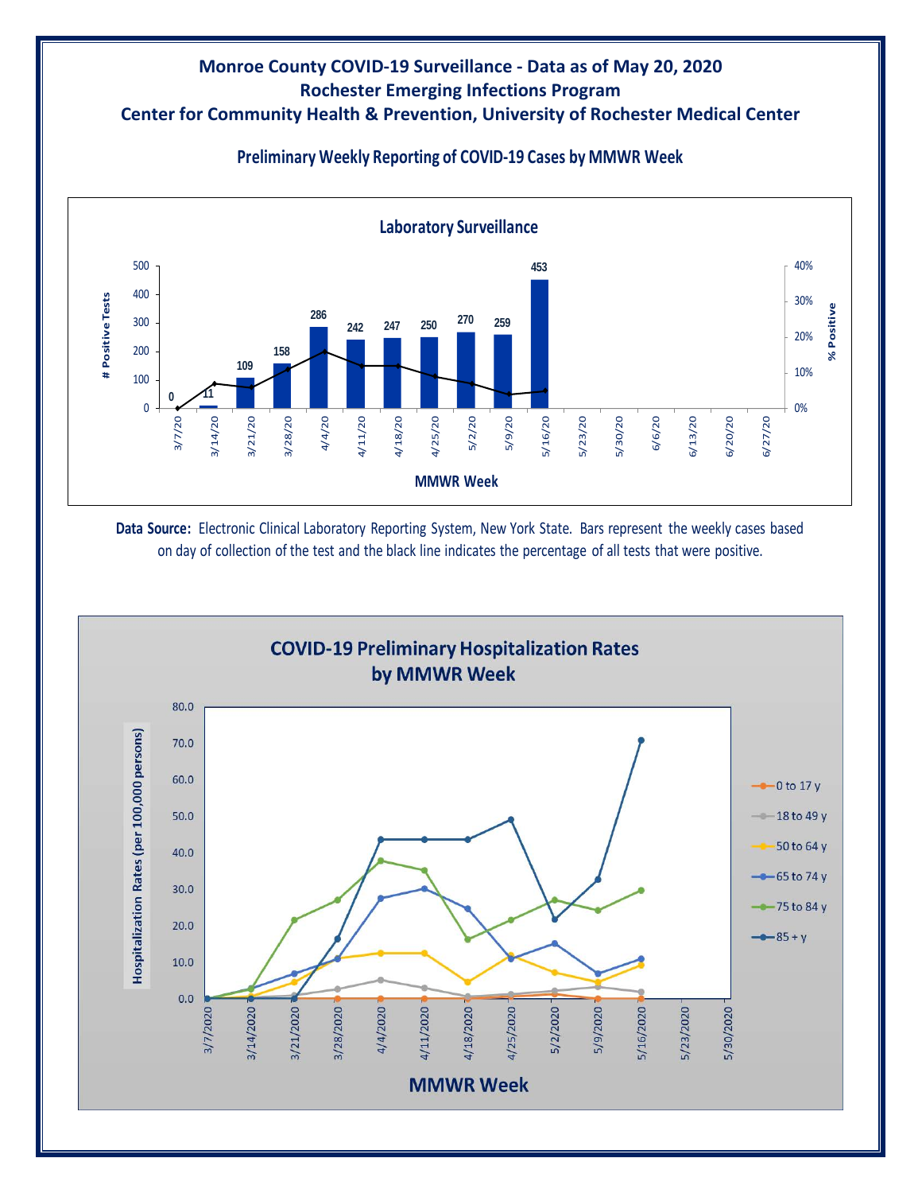# Monroe County COVID-19 Surveillance - Data as of May 20, 2020

## Rochester Emerging Infections Program

## Center for Community Health & Prevention, University of Rochester Medical Center

### Preliminary Weekly Reporting of COVID-19 Cases by MMWR Week

Laboratory Surveillance

# Positive Tests

% Positive

500
400
300
200
100
0

40%
30%
20%
10%
0%

0
11
109
158
286
242
247
250
270
259
453

3/7/20
3/14/20
3/21/20
3/28/20
4/4/20
4/11/20
4/18/20
4/25/20
5/2/20
5/9/20
5/16/20
5/23/20
5/30/20
6/6/20
6/13/20
6/20/20
6/27/20

MMWR Week

**Data Source:** Electronic Clinical Laboratory Reporting System, New York State. Bars represent the weekly cases based on day of collection of the test and the black line indicates the percentage of all tests that were positive.

COVID-19 Preliminary Hospitalization Rates by MMWR Week

Hospitalization Rates (per 100,000 persons)

80.0
70.0
60.0
50.0
40.0
30.0
20.0
10.0
0.0

3/7/2020
3/14/2020
3/21/2020
3/28/2020
4/4/2020
4/11/2020
4/18/2020
4/25/2020
5/2/2020
5/9/2020
5/16/2020
5/23/2020
5/30/2020

MMWR Week

0 to 17 y
18 to 49 y
50 to 64 y
65 to 74 y
75 to 84 y
85 + y